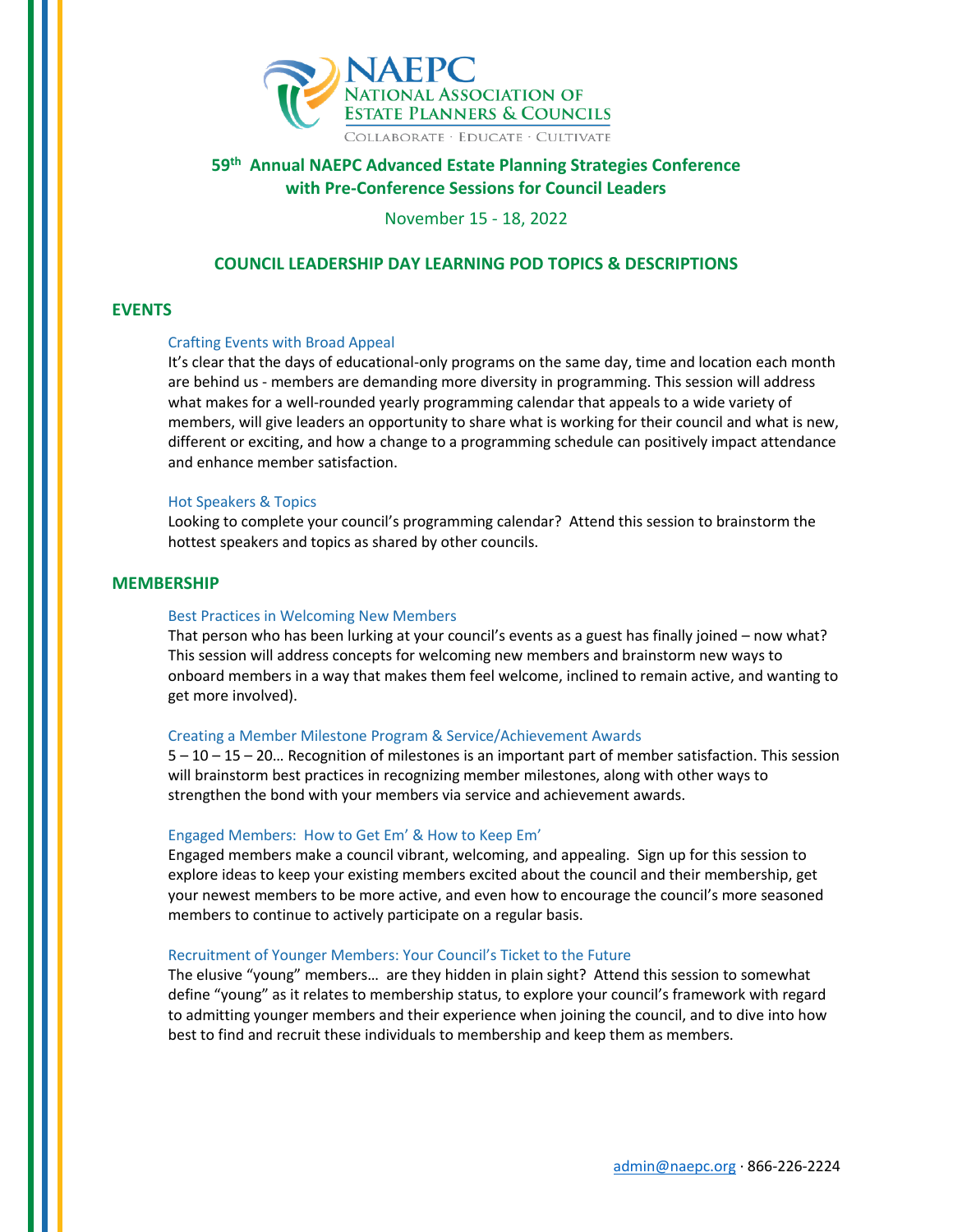NAEPC
NATIONAL ASSOCIATION OF ESTATE PLANNERS & COUNCILS
COLLABORATE · EDUCATE · CULTIVATE

# 59th Annual NAEPC Advanced Estate Planning Strategies Conference with Pre-Conference Sessions for Council Leaders

November 15 - 18, 2022

## COUNCIL LEADERSHIP DAY LEARNING POD TOPICS & DESCRIPTIONS

### EVENTS

#### Crafting Events with Broad Appeal

It's clear that the days of educational-only programs on the same day, time and location each month are behind us - members are demanding more diversity in programming. This session will address what makes for a well-rounded yearly programming calendar that appeals to a wide variety of members, will give leaders an opportunity to share what is working for their council and what is new, different or exciting, and how a change to a programming schedule can positively impact attendance and enhance member satisfaction.

#### Hot Speakers & Topics

Looking to complete your council's programming calendar? Attend this session to brainstorm the hottest speakers and topics as shared by other councils.

### MEMBERSHIP

#### Best Practices in Welcoming New Members

That person who has been lurking at your council's events as a guest has finally joined – now what? This session will address concepts for welcoming new members and brainstorm new ways to onboard members in a way that makes them feel welcome, inclined to remain active, and wanting to get more involved).

#### Creating a Member Milestone Program & Service/Achievement Awards

5 – 10 – 15 – 20… Recognition of milestones is an important part of member satisfaction. This session will brainstorm best practices in recognizing member milestones, along with other ways to strengthen the bond with your members via service and achievement awards.

#### Engaged Members: How to Get Em' & How to Keep Em'

Engaged members make a council vibrant, welcoming, and appealing. Sign up for this session to explore ideas to keep your existing members excited about the council and their membership, get your newest members to be more active, and even how to encourage the council's more seasoned members to continue to actively participate on a regular basis.

#### Recruitment of Younger Members: Your Council's Ticket to the Future

The elusive "young" members… are they hidden in plain sight? Attend this session to somewhat define "young" as it relates to membership status, to explore your council's framework with regard to admitting younger members and their experience when joining the council, and to dive into how best to find and recruit these individuals to membership and keep them as members.

admin@naepc.org · 866-226-2224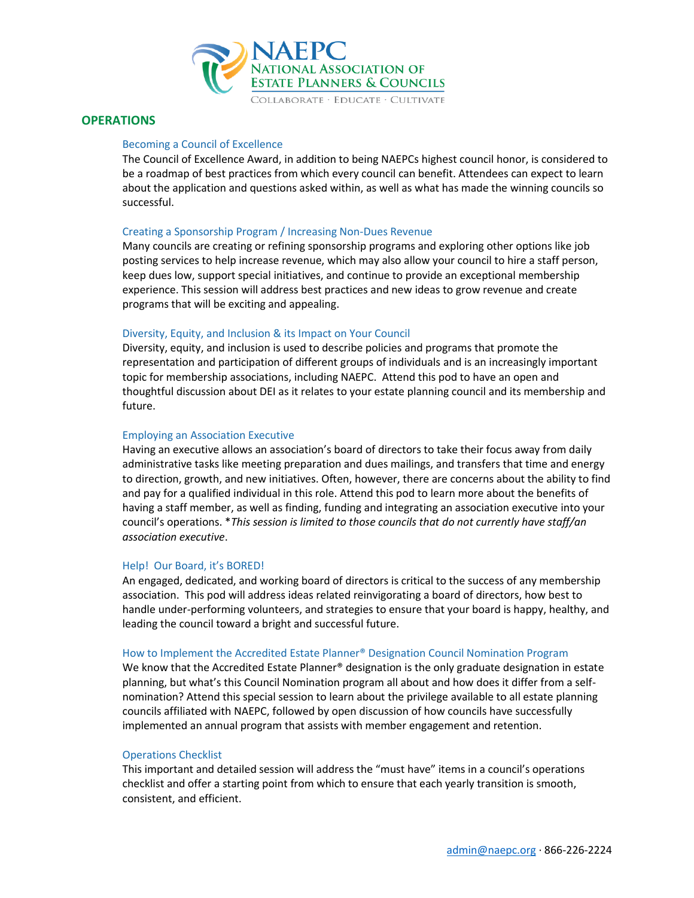# NAEPC
## NATIONAL ASSOCIATION OF ESTATE PLANNERS & COUNCILS
COLLABORATE · EDUCATE · CULTIVATE

## OPERATIONS

### Becoming a Council of Excellence

The Council of Excellence Award, in addition to being NAEPCs highest council honor, is considered to be a roadmap of best practices from which every council can benefit. Attendees can expect to learn about the application and questions asked within, as well as what has made the winning councils so successful.

### Creating a Sponsorship Program / Increasing Non-Dues Revenue

Many councils are creating or refining sponsorship programs and exploring other options like job posting services to help increase revenue, which may also allow your council to hire a staff person, keep dues low, support special initiatives, and continue to provide an exceptional membership experience. This session will address best practices and new ideas to grow revenue and create programs that will be exciting and appealing.

### Diversity, Equity, and Inclusion & its Impact on Your Council

Diversity, equity, and inclusion is used to describe policies and programs that promote the representation and participation of different groups of individuals and is an increasingly important topic for membership associations, including NAEPC. Attend this pod to have an open and thoughtful discussion about DEI as it relates to your estate planning council and its membership and future.

### Employing an Association Executive

Having an executive allows an association's board of directors to take their focus away from daily administrative tasks like meeting preparation and dues mailings, and transfers that time and energy to direction, growth, and new initiatives. Often, however, there are concerns about the ability to find and pay for a qualified individual in this role. Attend this pod to learn more about the benefits of having a staff member, as well as finding, funding and integrating an association executive into your council's operations. **This session is limited to those councils that do not currently have staff/an association executive*.

### Help! Our Board, it's BORED!

An engaged, dedicated, and working board of directors is critical to the success of any membership association. This pod will address ideas related reinvigorating a board of directors, how best to handle under-performing volunteers, and strategies to ensure that your board is happy, healthy, and leading the council toward a bright and successful future.

### How to Implement the Accredited Estate Planner® Designation Council Nomination Program

We know that the Accredited Estate Planner® designation is the only graduate designation in estate planning, but what's this Council Nomination program all about and how does it differ from a self-nomination? Attend this special session to learn about the privilege available to all estate planning councils affiliated with NAEPC, followed by open discussion of how councils have successfully implemented an annual program that assists with member engagement and retention.

### Operations Checklist

This important and detailed session will address the "must have" items in a council's operations checklist and offer a starting point from which to ensure that each yearly transition is smooth, consistent, and efficient.

admin@naepc.org · 866-226-2224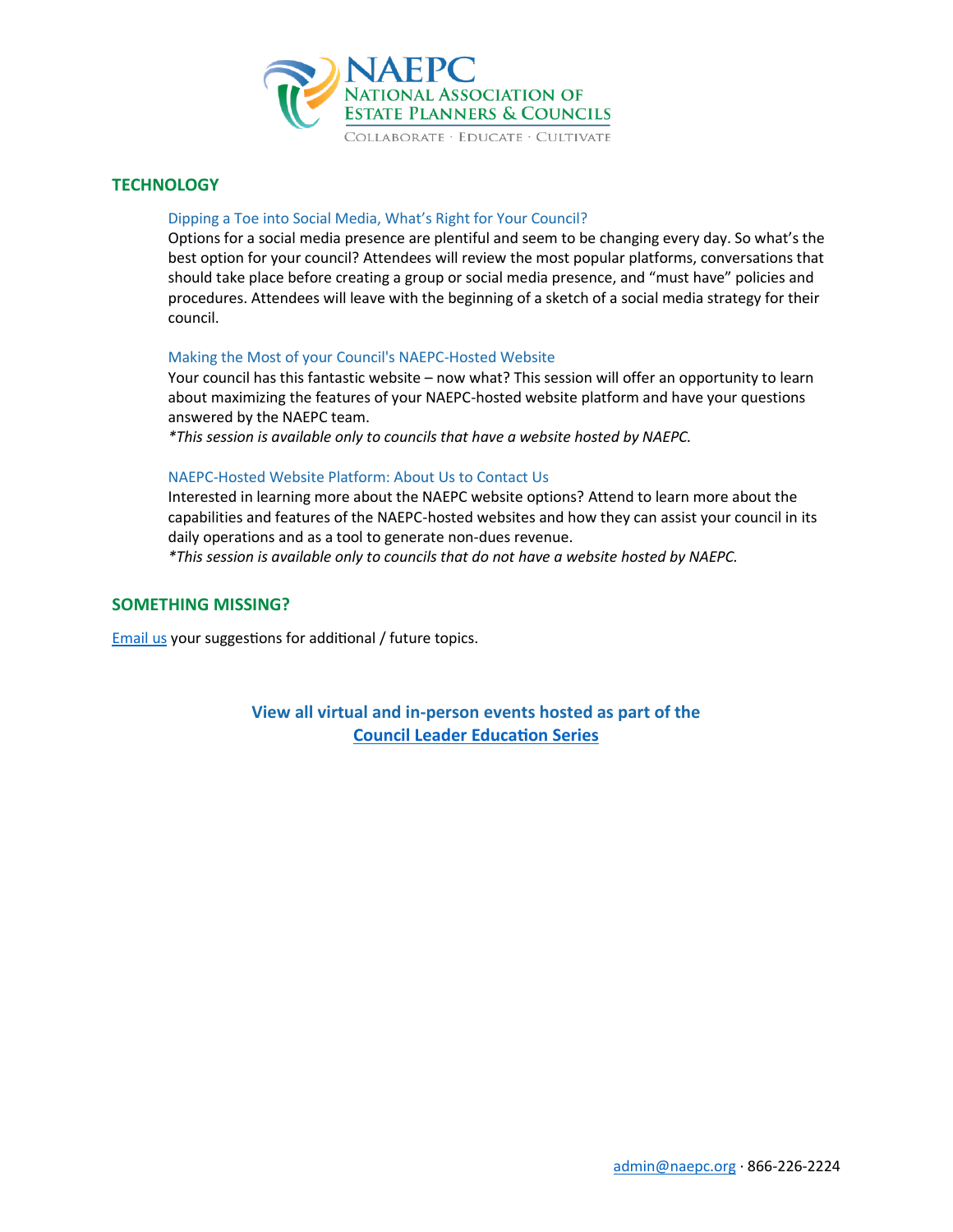## TECHNOLOGY

### Dipping a Toe into Social Media, What's Right for Your Council?

Options for a social media presence are plentiful and seem to be changing every day. So what's the best option for your council? Attendees will review the most popular platforms, conversations that should take place before creating a group or social media presence, and "must have" policies and procedures. Attendees will leave with the beginning of a sketch of a social media strategy for their council.

### Making the Most of your Council's NAEPC-Hosted Website

Your council has this fantastic website – now what? This session will offer an opportunity to learn about maximizing the features of your NAEPC-hosted website platform and have your questions answered by the NAEPC team.

*\*This session is available only to councils that have a website hosted by NAEPC.*

### NAEPC-Hosted Website Platform: About Us to Contact Us

Interested in learning more about the NAEPC website options? Attend to learn more about the capabilities and features of the NAEPC-hosted websites and how they can assist your council in its daily operations and as a tool to generate non-dues revenue.

*\*This session is available only to councils that do not have a website hosted by NAEPC.*

## SOMETHING MISSING?

Email us your suggestions for additional / future topics.

**View all virtual and in-person events hosted as part of the Council Leader Education Series**

admin@naepc.org · 866-226-2224